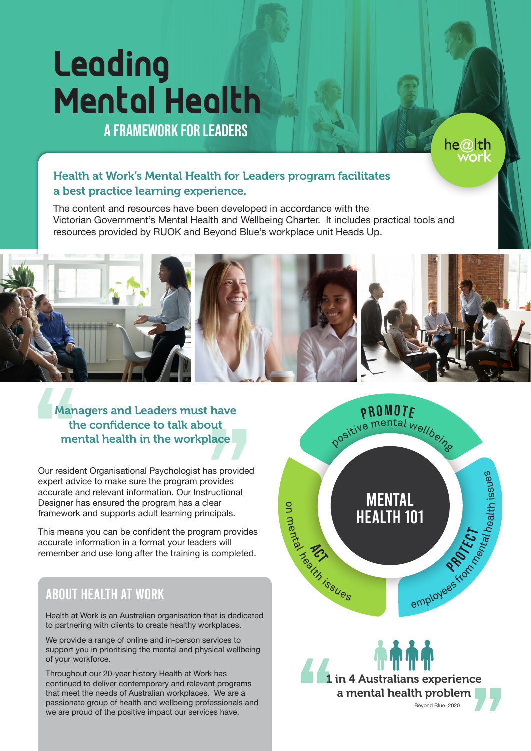# Leading Mental Health

## A FRAMEWORK FOR LEADERS

he@lth work

### Health at Work's Mental Health for Leaders program facilitates a best practice learning experience.

The content and resources have been developed in accordance with the Victorian Government's Mental Health and Wellbeing Charter. It includes practical tools and resources provided by RUOK and Beyond Blue's workplace unit Heads Up.

> **Managers and Leaders must have the confidence to talk about mental health in the workplace**

Our resident Organisational Psychologist has provided expert advice to make sure the program provides accurate and relevant information. Our Instructional Designer has ensured the program has a clear framework and supports adult learning principals.

This means you can be confident the program provides accurate information in a format your leaders will remember and use long after the training is completed.

## ABOUT HEALTH AT WORK

Health at Work is an Australian organisation that is dedicated to partnering with clients to create healthy workplaces.

We provide a range of online and in-person services to support you in prioritising the mental and physical wellbeing of your workforce.

Throughout our 20-year history Health at Work has continued to deliver contemporary and relevant programs that meet the needs of Australian workplaces. We are a passionate group of health and wellbeing professionals and we are proud of the positive impact our services have.

**MENTAL HEALTH 101**

- **PROMOTE** positive mental wellbeing
- **PROTECT** employees from mental health issues
- **ACT** on mental health issues

> **1 in 4 Australians experience a mental health problem**
>
> Beyond Blue, 2020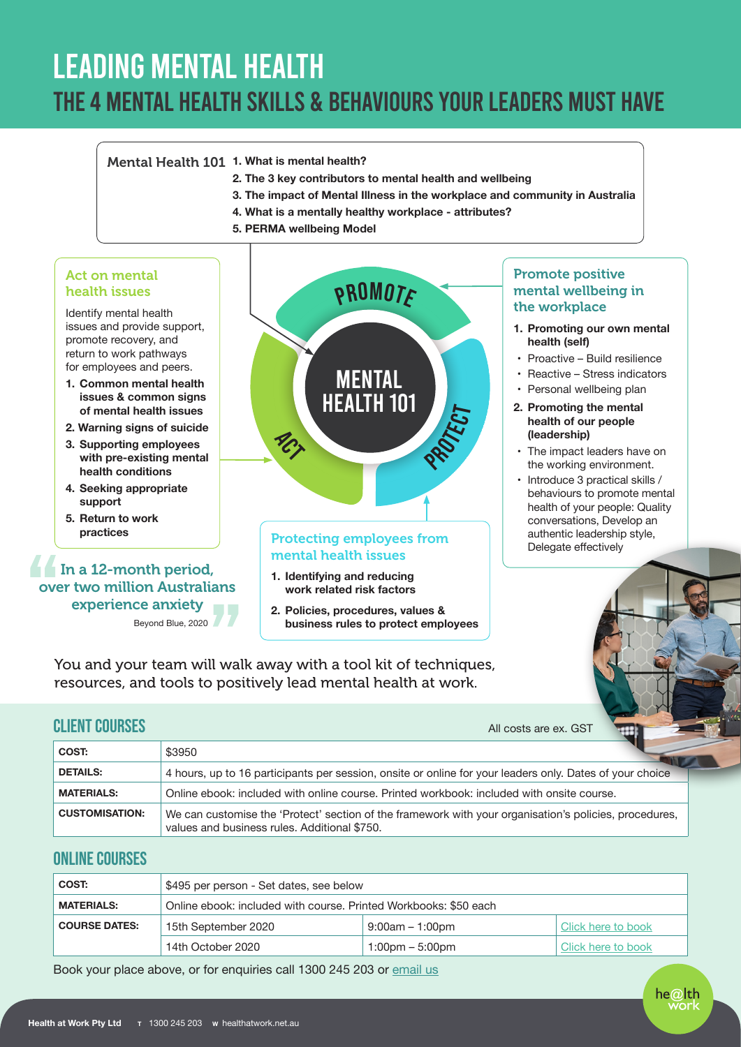# LEADING MENTAL HEALTH

## THE 4 MENTAL HEALTH SKILLS & BEHAVIOURS YOUR LEADERS MUST HAVE

**Mental Health 101**

1. **What is mental health?**
2. **The 3 key contributors to mental health and wellbeing**
3. **The impact of Mental Illness in the workplace and community in Australia**
4. **What is a mentally healthy workplace - attributes?**
5. **PERMA wellbeing Model**

### Act on mental health issues

Identify mental health issues and provide support, promote recovery, and return to work pathways for employees and peers.

1. **Common mental health issues & common signs of mental health issues**
2. **Warning signs of suicide**
3. **Supporting employees with pre-existing mental health conditions**
4. **Seeking appropriate support**
5. **Return to work practices**

PROMOTE

MENTAL HEALTH 101

ACT

PROTECT

### Promote positive mental wellbeing in the workplace

1. **Promoting our own mental health (self)**
   - Proactive – Build resilience
   - Reactive – Stress indicators
   - Personal wellbeing plan
2. **Promoting the mental health of our people (leadership)**
   - The impact leaders have on the working environment.
   - Introduce 3 practical skills / behaviours to promote mental health of your people: Quality conversations, Develop an authentic leadership style, Delegate effectively

### Protecting employees from mental health issues

1. **Identifying and reducing work related risk factors**
2. **Policies, procedures, values & business rules to protect employees**

> "In a 12-month period, over two million Australians experience anxiety"
>
> Beyond Blue, 2020

You and your team will walk away with a tool kit of techniques, resources, and tools to positively lead mental health at work.

## CLIENT COURSES

All costs are ex. GST

| | |
|---|---|
| **COST:** | $3950 |
| **DETAILS:** | 4 hours, up to 16 participants per session, onsite or online for your leaders only. Dates of your choice |
| **MATERIALS:** | Online ebook: included with online course. Printed workbook: included with onsite course. |
| **CUSTOMISATION:** | We can customise the 'Protect' section of the framework with your organisation's policies, procedures, values and business rules. Additional $750. |

## ONLINE COURSES

| | | | |
|---|---|---|---|
| **COST:** | $495 per person - Set dates, see below | | |
| **MATERIALS:** | Online ebook: included with course. Printed Workbooks: $50 each | | |
| **COURSE DATES:** | 15th September 2020 | 9:00am – 1:00pm | Click here to book |
| | 14th October 2020 | 1:00pm – 5:00pm | Click here to book |

Book your place above, or for enquiries call 1300 245 203 or email us

he@lth work

**Health at Work Pty Ltd** T 1300 245 203 W healthatwork.net.au